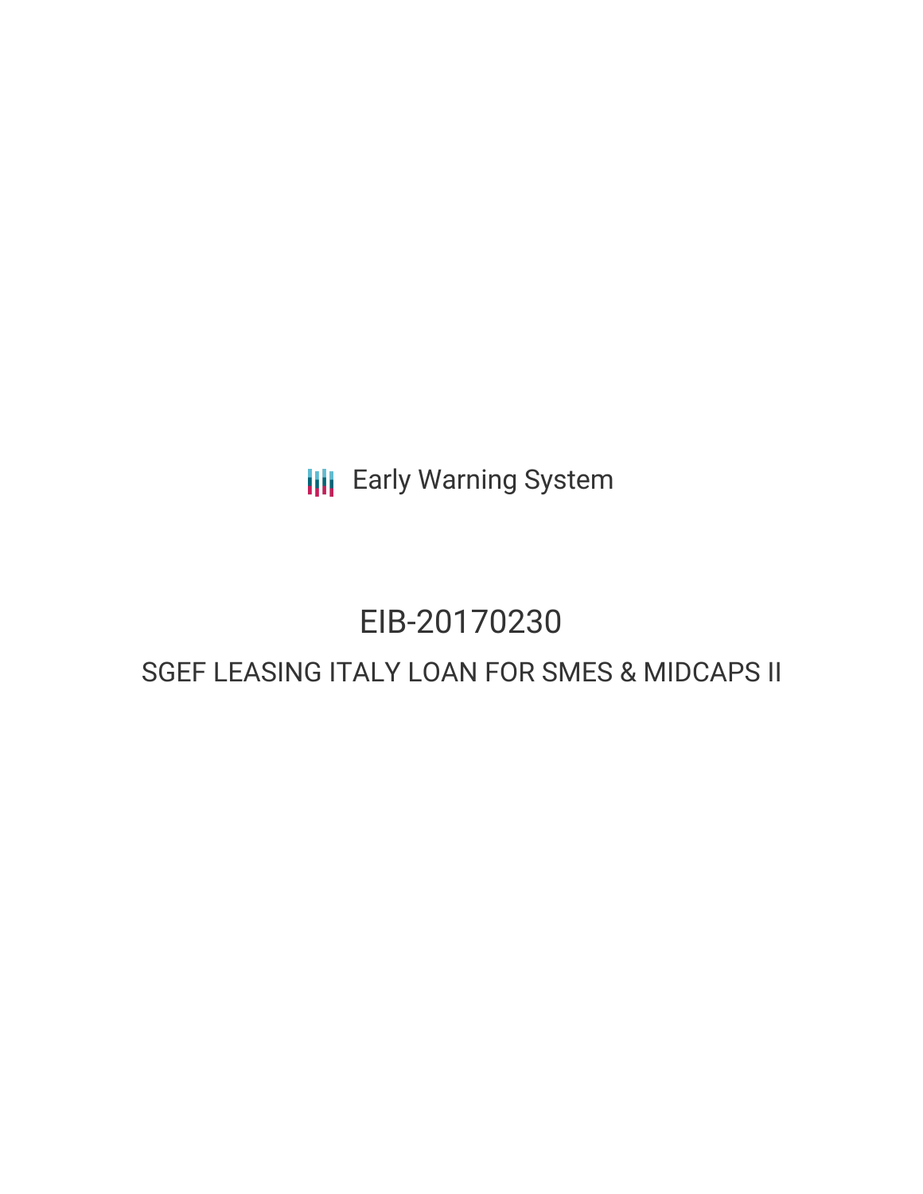Early Warning System

# EIB-20170230

## SGEF LEASING ITALY LOAN FOR SMES & MIDCAPS II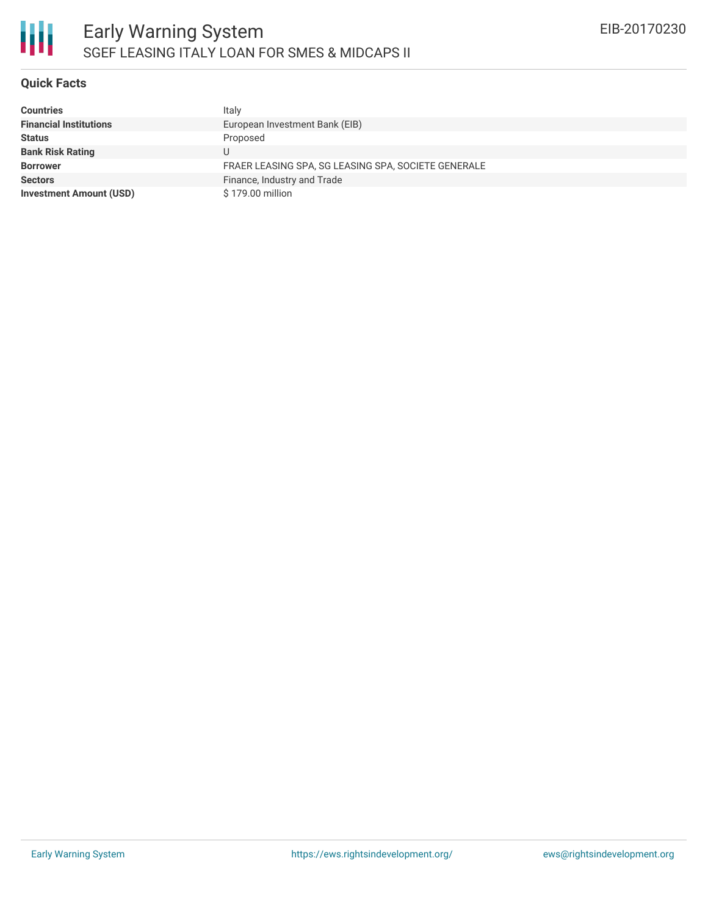# Early Warning System

## SGEF LEASING ITALY LOAN FOR SMES & MIDCAPS II

EIB-20170230

### Quick Facts

| | |
|---|---|
| **Countries** | Italy |
| **Financial Institutions** | European Investment Bank (EIB) |
| **Status** | Proposed |
| **Bank Risk Rating** | U |
| **Borrower** | FRAER LEASING SPA, SG LEASING SPA, SOCIETE GENERALE |
| **Sectors** | Finance, Industry and Trade |
| **Investment Amount (USD)** | $ 179.00 million |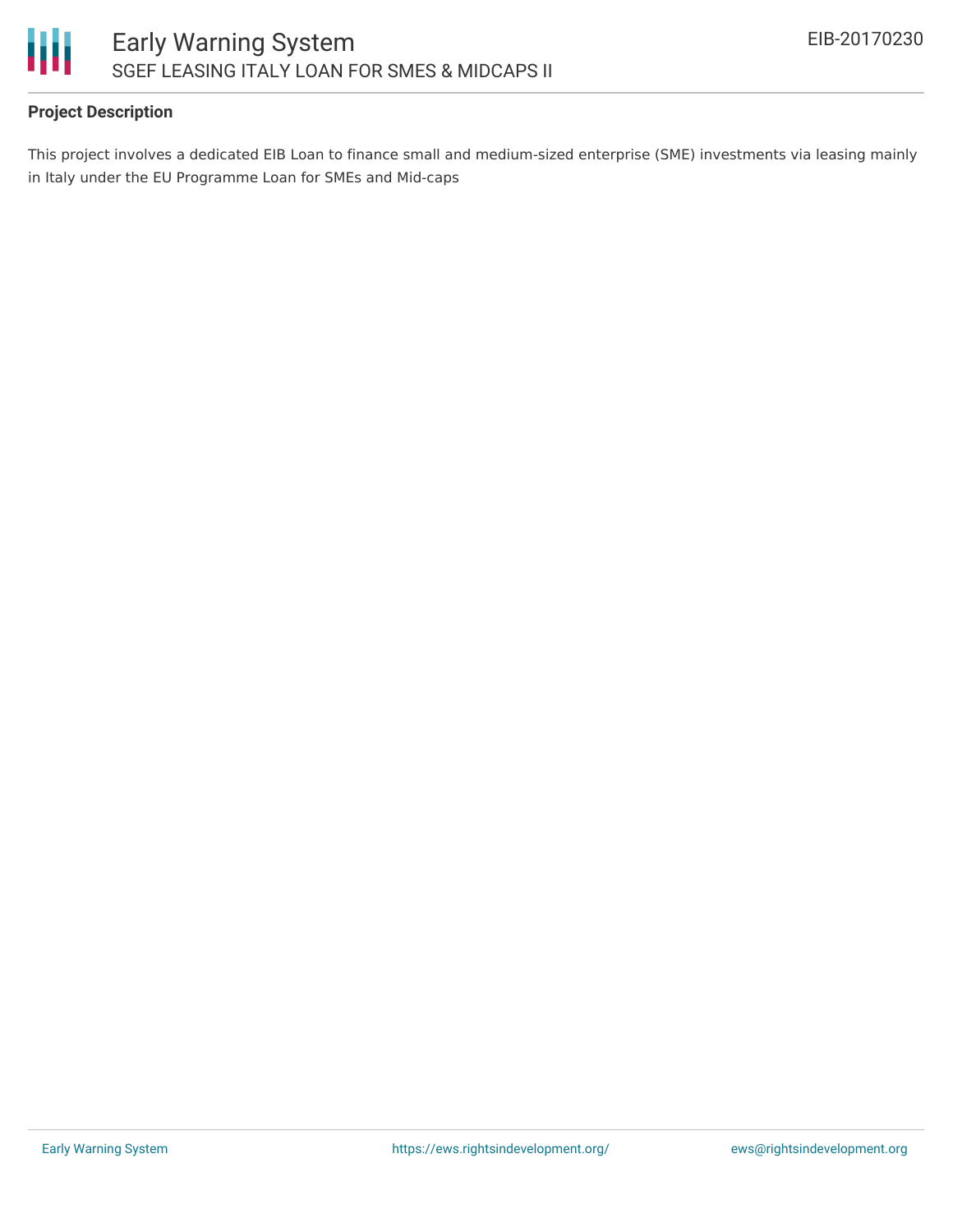### Project Description

This project involves a dedicated EIB Loan to finance small and medium-sized enterprise (SME) investments via leasing mainly in Italy under the EU Programme Loan for SMEs and Mid-caps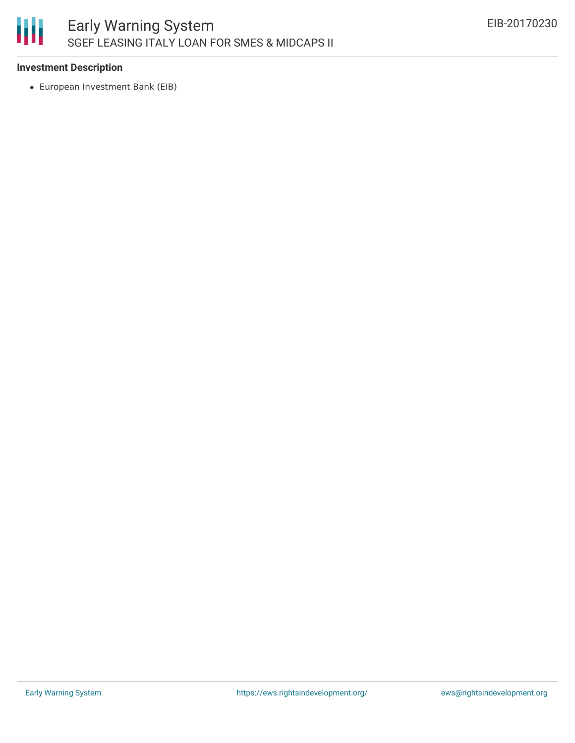### Investment Description

- European Investment Bank (EIB)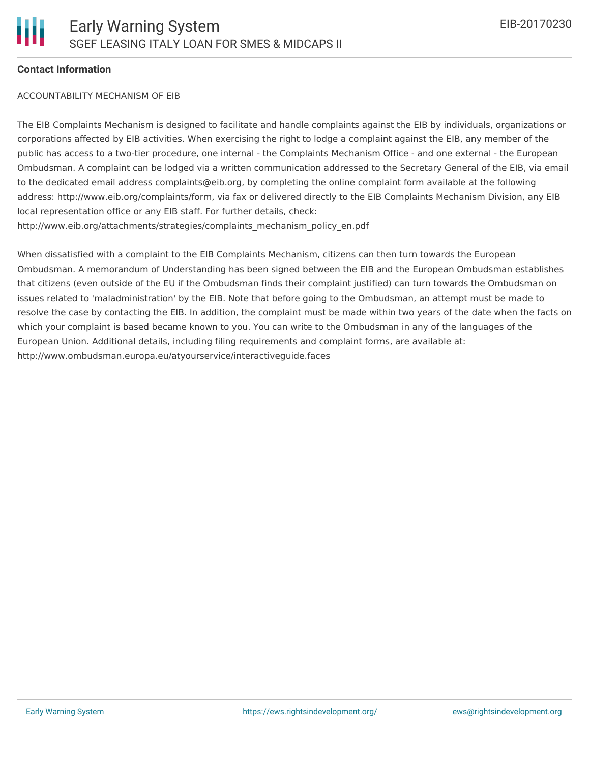**Contact Information**

ACCOUNTABILITY MECHANISM OF EIB

The EIB Complaints Mechanism is designed to facilitate and handle complaints against the EIB by individuals, organizations or corporations affected by EIB activities. When exercising the right to lodge a complaint against the EIB, any member of the public has access to a two-tier procedure, one internal - the Complaints Mechanism Office - and one external - the European Ombudsman. A complaint can be lodged via a written communication addressed to the Secretary General of the EIB, via email to the dedicated email address complaints@eib.org, by completing the online complaint form available at the following address: http://www.eib.org/complaints/form, via fax or delivered directly to the EIB Complaints Mechanism Division, any EIB local representation office or any EIB staff. For further details, check: http://www.eib.org/attachments/strategies/complaints_mechanism_policy_en.pdf

When dissatisfied with a complaint to the EIB Complaints Mechanism, citizens can then turn towards the European Ombudsman. A memorandum of Understanding has been signed between the EIB and the European Ombudsman establishes that citizens (even outside of the EU if the Ombudsman finds their complaint justified) can turn towards the Ombudsman on issues related to 'maladministration' by the EIB. Note that before going to the Ombudsman, an attempt must be made to resolve the case by contacting the EIB. In addition, the complaint must be made within two years of the date when the facts on which your complaint is based became known to you. You can write to the Ombudsman in any of the languages of the European Union. Additional details, including filing requirements and complaint forms, are available at: http://www.ombudsman.europa.eu/atyourservice/interactiveguide.faces